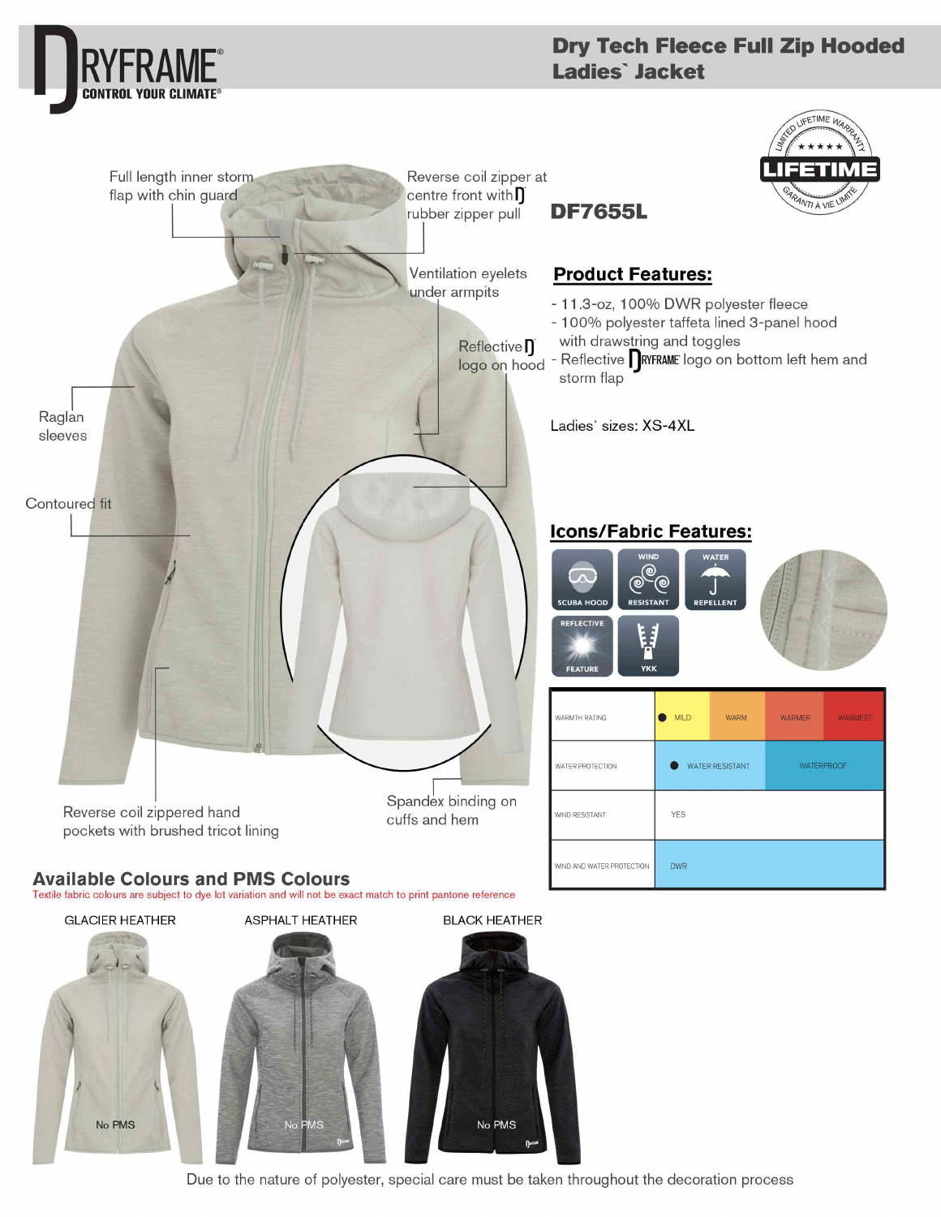# Dry Tech Fleece Full Zip Hooded Ladies` Jacket

DRYFRAME® CONTROL YOUR CLIMATE®

LIMITED LIFETIME WARRANTY — LIFETIME — GARANTI A VIE LIMITÉE

Full length inner storm flap with chin guard

Reverse coil zipper at centre front with rubber zipper pull

Ventilation eyelets under armpits

Reflective logo on hood

Raglan sleeves

Contoured fit

Reverse coil zippered hand pockets with brushed tricot lining

Spandex binding on cuffs and hem

## DF7655L

## Product Features:

- 11.3-oz, 100% DWR polyester fleece
- 100% polyester taffeta lined 3-panel hood with drawstring and toggles
- Reflective DRYFRAME logo on bottom left hem and storm flap

Ladies` sizes: XS-4XL

## Icons/Fabric Features:

SCUBA HOOD | WIND RESISTANT | WATER REPELLENT | REFLECTIVE FEATURE | YKK

| | | | | |
|---|---|---|---|---|
| WARMTH RATING | ● MILD | WARM | WARMER | WARMEST |
| WATER PROTECTION | ● WATER RESISTANT | | WATERPROOF | |
| WIND RESISTANT | YES | | | |
| WIND AND WATER PROTECTION | DWR | | | |

## Available Colours and PMS Colours

Textile fabric colours are subject to dye lot variation and will not be exact match to print pantone reference

| GLACIER HEATHER | ASPHALT HEATHER | BLACK HEATHER |
|---|---|---|
| No PMS | No PMS | No PMS |

Due to the nature of polyester, special care must be taken throughout the decoration process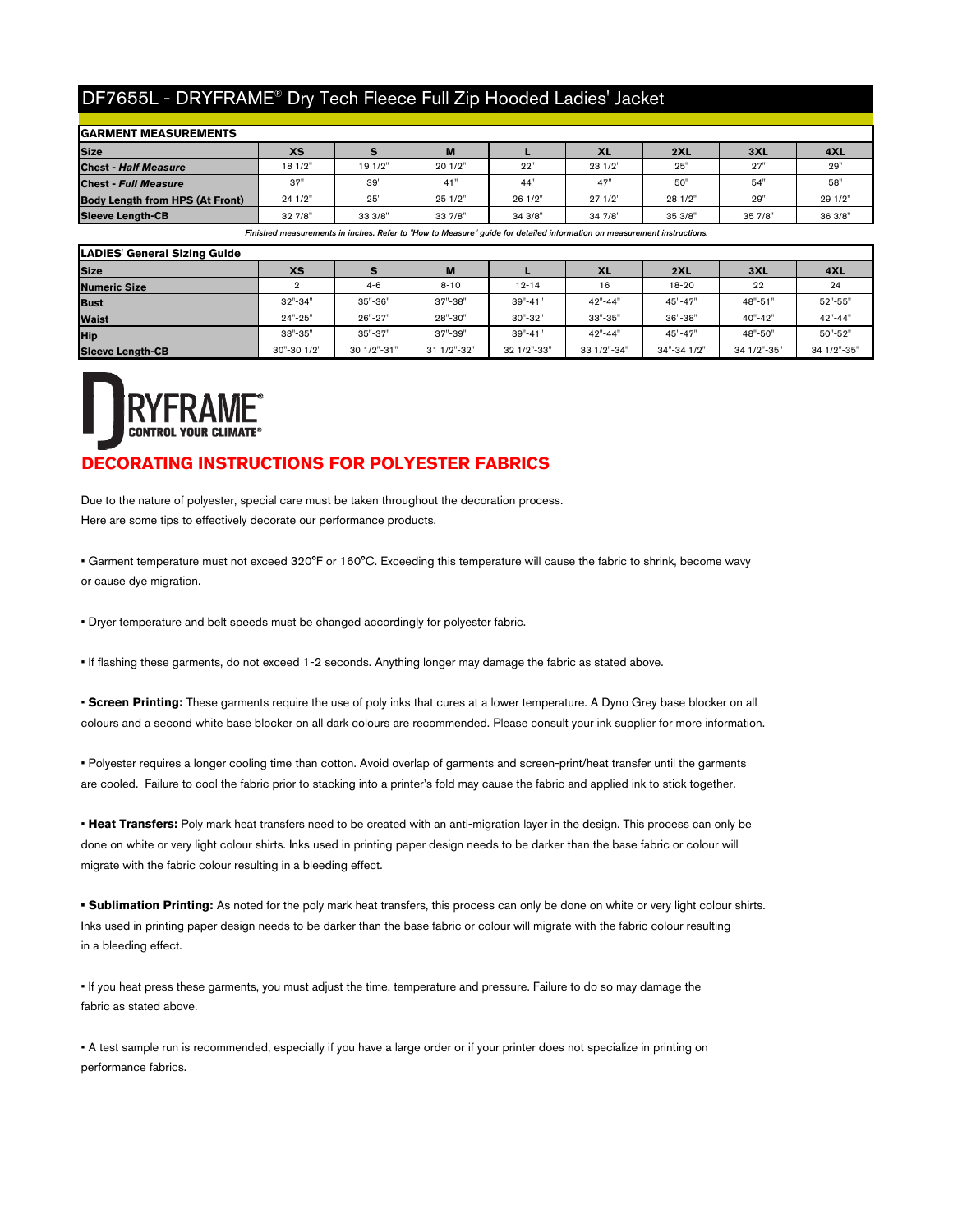# DF7655L - DRYFRAME® Dry Tech Fleece Full Zip Hooded Ladies' Jacket

| GARMENT MEASUREMENTS | | | | | | | | |
|---|---|---|---|---|---|---|---|---|
| **Size** | **XS** | **S** | **M** | **L** | **XL** | **2XL** | **3XL** | **4XL** |
| **Chest - *Half Measure*** | 18 1/2" | 19 1/2" | 20 1/2" | 22" | 23 1/2" | 25" | 27" | 29" |
| **Chest - *Full Measure*** | 37" | 39" | 41" | 44" | 47" | 50" | 54" | 58" |
| **Body Length from HPS (At Front)** | 24 1/2" | 25" | 25 1/2" | 26 1/2" | 27 1/2" | 28 1/2" | 29" | 29 1/2" |
| **Sleeve Length-CB** | 32 7/8" | 33 3/8" | 33 7/8" | 34 3/8" | 34 7/8" | 35 3/8" | 35 7/8" | 36 3/8" |

***Finished measurements in inches. Refer to "How to Measure" guide for detailed information on measurement instructions.***

| LADIES' General Sizing Guide | | | | | | | | |
|---|---|---|---|---|---|---|---|---|
| **Size** | **XS** | **S** | **M** | **L** | **XL** | **2XL** | **3XL** | **4XL** |
| **Numeric Size** | 2 | 4-6 | 8-10 | 12-14 | 16 | 18-20 | 22 | 24 |
| **Bust** | 32"-34" | 35"-36" | 37"-38" | 39"-41" | 42"-44" | 45"-47" | 48"-51" | 52"-55" |
| **Waist** | 24"-25" | 26"-27" | 28"-30" | 30"-32" | 33"-35" | 36"-38" | 40"-42" | 42"-44" |
| **Hip** | 33"-35" | 35"-37" | 37"-39" | 39"-41" | 42"-44" | 45"-47" | 48"-50" | 50"-52" |
| **Sleeve Length-CB** | 30"-30 1/2" | 30 1/2"-31" | 31 1/2"-32" | 32 1/2"-33" | 33 1/2"-34" | 34"-34 1/2" | 34 1/2"-35" | 34 1/2"-35" |

DRYFRAME®
CONTROL YOUR CLIMATE®

## DECORATING INSTRUCTIONS FOR POLYESTER FABRICS

Due to the nature of polyester, special care must be taken throughout the decoration process.
Here are some tips to effectively decorate our performance products.

- Garment temperature must not exceed 320°F or 160°C. Exceeding this temperature will cause the fabric to shrink, become wavy or cause dye migration.

- Dryer temperature and belt speeds must be changed accordingly for polyester fabric.

- If flashing these garments, do not exceed 1-2 seconds. Anything longer may damage the fabric as stated above.

- **Screen Printing:** These garments require the use of poly inks that cures at a lower temperature. A Dyno Grey base blocker on all colours and a second white base blocker on all dark colours are recommended. Please consult your ink supplier for more information.

- Polyester requires a longer cooling time than cotton. Avoid overlap of garments and screen-print/heat transfer until the garments are cooled. Failure to cool the fabric prior to stacking into a printer's fold may cause the fabric and applied ink to stick together.

- **Heat Transfers:** Poly mark heat transfers need to be created with an anti-migration layer in the design. This process can only be done on white or very light colour shirts. Inks used in printing paper design needs to be darker than the base fabric or colour will migrate with the fabric colour resulting in a bleeding effect.

- **Sublimation Printing:** As noted for the poly mark heat transfers, this process can only be done on white or very light colour shirts. Inks used in printing paper design needs to be darker than the base fabric or colour will migrate with the fabric colour resulting in a bleeding effect.

- If you heat press these garments, you must adjust the time, temperature and pressure. Failure to do so may damage the fabric as stated above.

- A test sample run is recommended, especially if you have a large order or if your printer does not specialize in printing on performance fabrics.